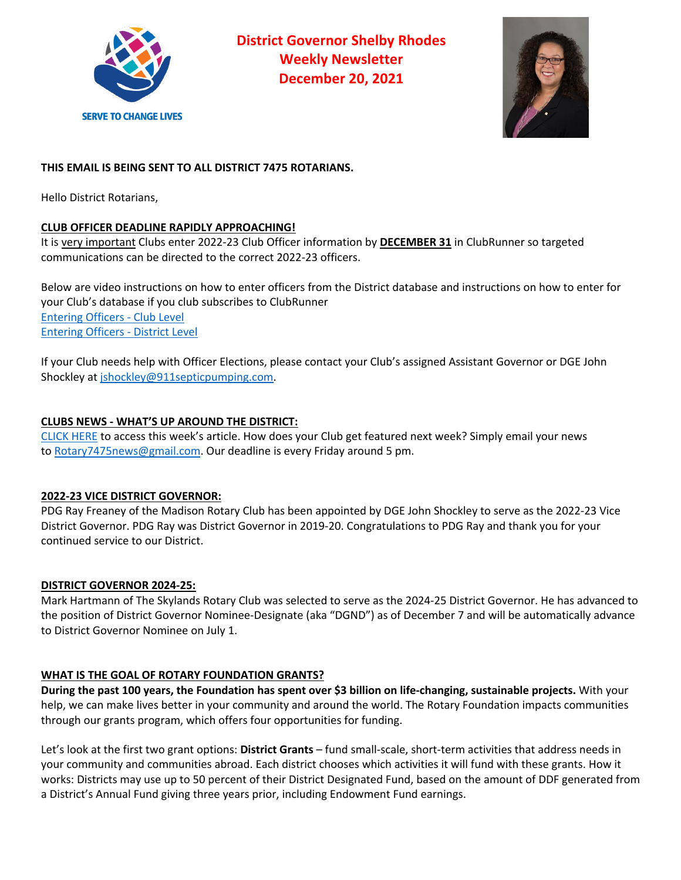SERVE TO CHANGE LIVES

# District Governor Shelby Rhodes Weekly Newsletter December 20, 2021

**THIS EMAIL IS BEING SENT TO ALL DISTRICT 7475 ROTARIANS.**

Hello District Rotarians,

**CLUB OFFICER DEADLINE RAPIDLY APPROACHING!**

It is very important Clubs enter 2022-23 Club Officer information by **DECEMBER 31** in ClubRunner so targeted communications can be directed to the correct 2022-23 officers.

Below are video instructions on how to enter officers from the District database and instructions on how to enter for your Club's database if you club subscribes to ClubRunner

Entering Officers - Club Level

Entering Officers - District Level

If your Club needs help with Officer Elections, please contact your Club's assigned Assistant Governor or DGE John Shockley at jshockley@911septicpumping.com.

**CLUBS NEWS - WHAT'S UP AROUND THE DISTRICT:**

CLICK HERE to access this week's article. How does your Club get featured next week? Simply email your news to Rotary7475news@gmail.com. Our deadline is every Friday around 5 pm.

**2022-23 VICE DISTRICT GOVERNOR:**

PDG Ray Freaney of the Madison Rotary Club has been appointed by DGE John Shockley to serve as the 2022-23 Vice District Governor. PDG Ray was District Governor in 2019-20. Congratulations to PDG Ray and thank you for your continued service to our District.

**DISTRICT GOVERNOR 2024-25:**

Mark Hartmann of The Skylands Rotary Club was selected to serve as the 2024-25 District Governor. He has advanced to the position of District Governor Nominee-Designate (aka "DGND") as of December 7 and will be automatically advance to District Governor Nominee on July 1.

**WHAT IS THE GOAL OF ROTARY FOUNDATION GRANTS?**

**During the past 100 years, the Foundation has spent over $3 billion on life-changing, sustainable projects.** With your help, we can make lives better in your community and around the world. The Rotary Foundation impacts communities through our grants program, which offers four opportunities for funding.

Let's look at the first two grant options: **District Grants** – fund small-scale, short-term activities that address needs in your community and communities abroad. Each district chooses which activities it will fund with these grants. How it works: Districts may use up to 50 percent of their District Designated Fund, based on the amount of DDF generated from a District's Annual Fund giving three years prior, including Endowment Fund earnings.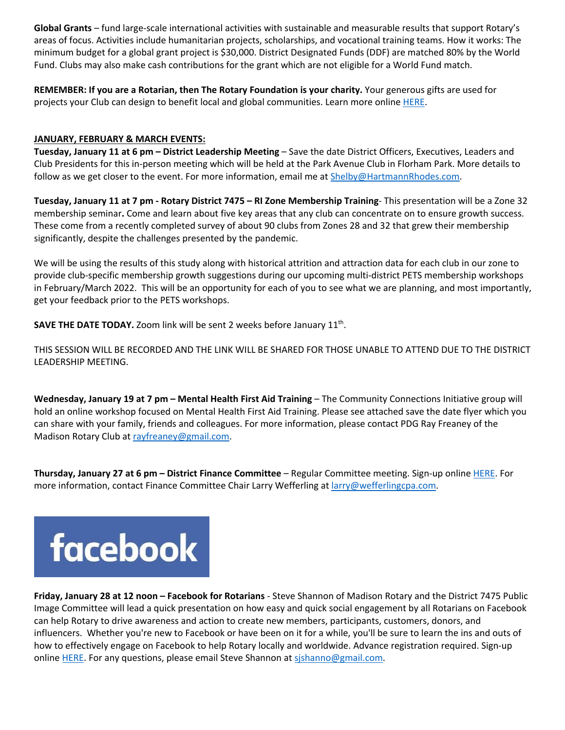**Global Grants** – fund large-scale international activities with sustainable and measurable results that support Rotary's areas of focus. Activities include humanitarian projects, scholarships, and vocational training teams. How it works: The minimum budget for a global grant project is $30,000. District Designated Funds (DDF) are matched 80% by the World Fund. Clubs may also make cash contributions for the grant which are not eligible for a World Fund match.

**REMEMBER: If you are a Rotarian, then The Rotary Foundation is your charity.** Your generous gifts are used for projects your Club can design to benefit local and global communities. Learn more online HERE.

**JANUARY, FEBRUARY & MARCH EVENTS:**

**Tuesday, January 11 at 6 pm – District Leadership Meeting** – Save the date District Officers, Executives, Leaders and Club Presidents for this in-person meeting which will be held at the Park Avenue Club in Florham Park. More details to follow as we get closer to the event. For more information, email me at Shelby@HartmannRhodes.com.

**Tuesday, January 11 at 7 pm - Rotary District 7475 – RI Zone Membership Training**- This presentation will be a Zone 32 membership seminar**.** Come and learn about five key areas that any club can concentrate on to ensure growth success. These come from a recently completed survey of about 90 clubs from Zones 28 and 32 that grew their membership significantly, despite the challenges presented by the pandemic.

We will be using the results of this study along with historical attrition and attraction data for each club in our zone to provide club-specific membership growth suggestions during our upcoming multi-district PETS membership workshops in February/March 2022. This will be an opportunity for each of you to see what we are planning, and most importantly, get your feedback prior to the PETS workshops.

**SAVE THE DATE TODAY.** Zoom link will be sent 2 weeks before January 11th.

THIS SESSION WILL BE RECORDED AND THE LINK WILL BE SHARED FOR THOSE UNABLE TO ATTEND DUE TO THE DISTRICT LEADERSHIP MEETING.

**Wednesday, January 19 at 7 pm – Mental Health First Aid Training** – The Community Connections Initiative group will hold an online workshop focused on Mental Health First Aid Training. Please see attached save the date flyer which you can share with your family, friends and colleagues. For more information, please contact PDG Ray Freaney of the Madison Rotary Club at rayfreaney@gmail.com.

**Thursday, January 27 at 6 pm – District Finance Committee** – Regular Committee meeting. Sign-up online HERE. For more information, contact Finance Committee Chair Larry Wefferling at larry@wefferlingcpa.com.

facebook

**Friday, January 28 at 12 noon – Facebook for Rotarians** - Steve Shannon of Madison Rotary and the District 7475 Public Image Committee will lead a quick presentation on how easy and quick social engagement by all Rotarians on Facebook can help Rotary to drive awareness and action to create new members, participants, customers, donors, and influencers. Whether you're new to Facebook or have been on it for a while, you'll be sure to learn the ins and outs of how to effectively engage on Facebook to help Rotary locally and worldwide. Advance registration required. Sign-up online HERE. For any questions, please email Steve Shannon at sjshanno@gmail.com.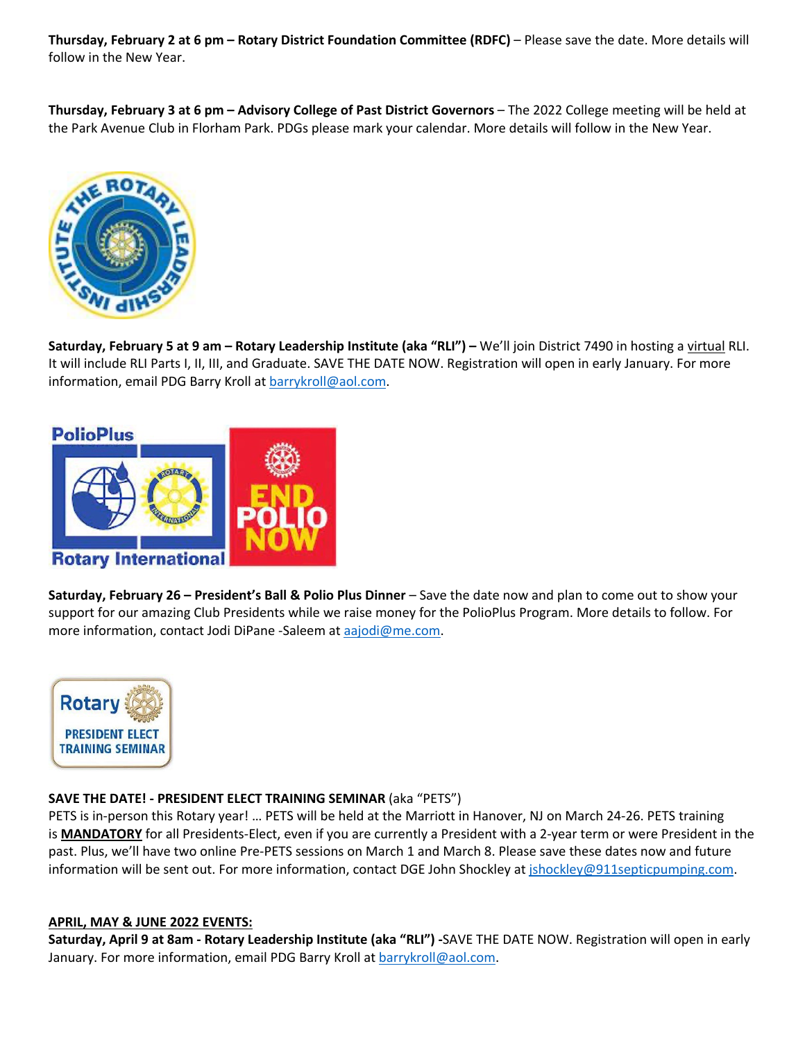**Thursday, February 2 at 6 pm – Rotary District Foundation Committee (RDFC)** – Please save the date. More details will follow in the New Year.

**Thursday, February 3 at 6 pm – Advisory College of Past District Governors** – The 2022 College meeting will be held at the Park Avenue Club in Florham Park. PDGs please mark your calendar. More details will follow in the New Year.

**Saturday, February 5 at 9 am – Rotary Leadership Institute (aka "RLI") –** We'll join District 7490 in hosting a virtual RLI. It will include RLI Parts I, II, III, and Graduate. SAVE THE DATE NOW. Registration will open in early January. For more information, email PDG Barry Kroll at barrykroll@aol.com.

**Saturday, February 26 – President's Ball & Polio Plus Dinner** – Save the date now and plan to come out to show your support for our amazing Club Presidents while we raise money for the PolioPlus Program. More details to follow. For more information, contact Jodi DiPane -Saleem at aajodi@me.com.

**SAVE THE DATE! - PRESIDENT ELECT TRAINING SEMINAR** (aka "PETS")
PETS is in-person this Rotary year! … PETS will be held at the Marriott in Hanover, NJ on March 24-26. PETS training is **MANDATORY** for all Presidents-Elect, even if you are currently a President with a 2-year term or were President in the past. Plus, we'll have two online Pre-PETS sessions on March 1 and March 8. Please save these dates now and future information will be sent out. For more information, contact DGE John Shockley at jshockley@911septicpumping.com.

**APRIL, MAY & JUNE 2022 EVENTS:**

**Saturday, April 9 at 8am - Rotary Leadership Institute (aka "RLI") -**SAVE THE DATE NOW. Registration will open in early January. For more information, email PDG Barry Kroll at barrykroll@aol.com.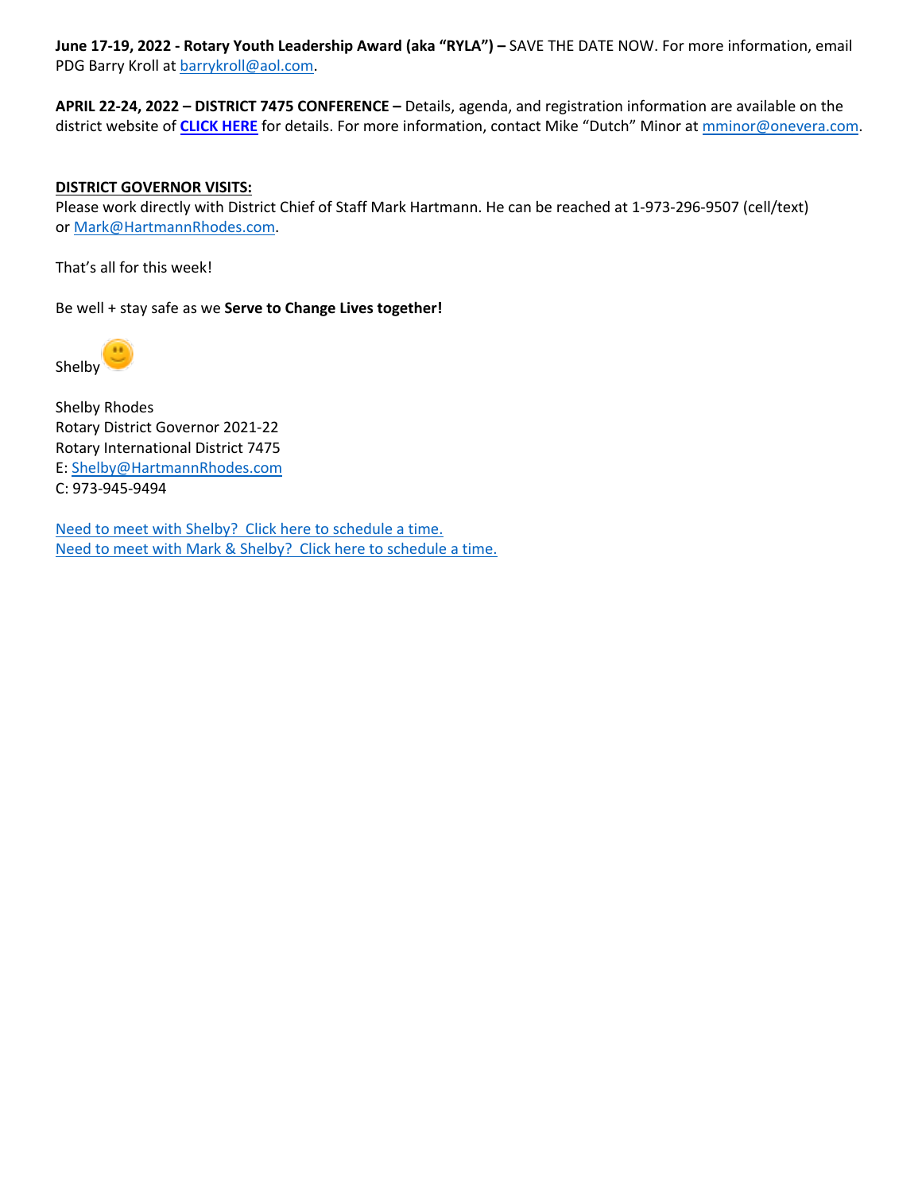**June 17-19, 2022 - Rotary Youth Leadership Award (aka "RYLA") –** SAVE THE DATE NOW. For more information, email PDG Barry Kroll at barrykroll@aol.com.

**APRIL 22-24, 2022 – DISTRICT 7475 CONFERENCE –** Details, agenda, and registration information are available on the district website of **CLICK HERE** for details. For more information, contact Mike "Dutch" Minor at mminor@onevera.com.

**DISTRICT GOVERNOR VISITS:**

Please work directly with District Chief of Staff Mark Hartmann. He can be reached at 1-973-296-9507 (cell/text) or Mark@HartmannRhodes.com.

That's all for this week!

Be well + stay safe as we **Serve to Change Lives together!**

Shelby 🙂

Shelby Rhodes
Rotary District Governor 2021-22
Rotary International District 7475
E: Shelby@HartmannRhodes.com
C: 973-945-9494

Need to meet with Shelby? Click here to schedule a time.
Need to meet with Mark & Shelby? Click here to schedule a time.